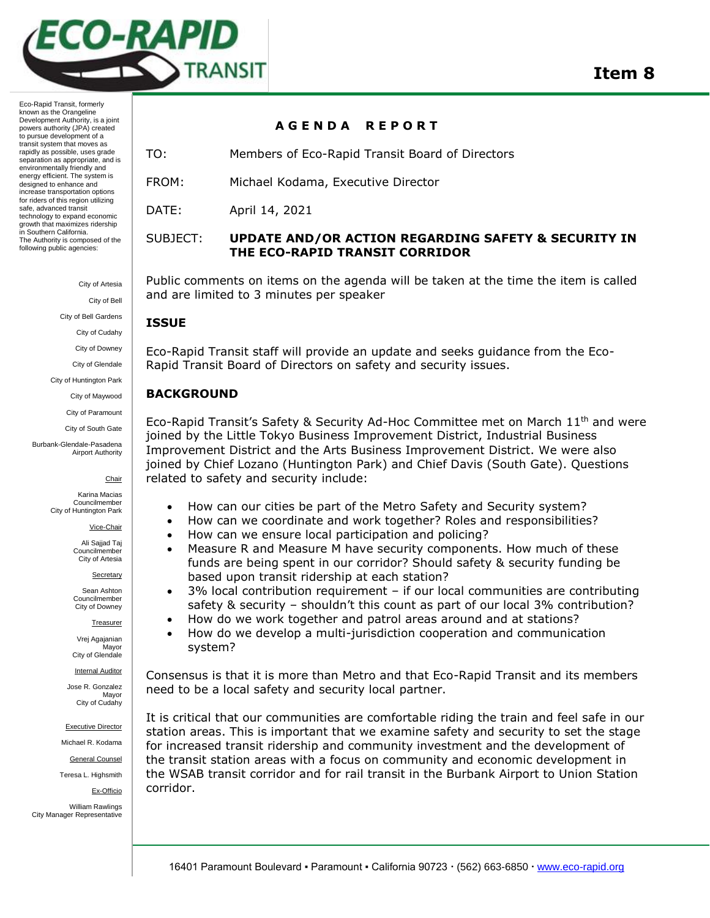**Item 8**

Eco-Rapid Transit, formerly known as the Orangeline Development Authority, is a joint powers authority (JPA) created to pursue development of a transit system that moves as rapidly as possible, uses grade separation as appropriate, and is environmentally friendly and energy efficient. The system is designed to enhance and increase transportation options for riders of this region utilizing safe, advanced transit technology to expand economic growth that maximizes ridership in Southern California.
The Authority is composed of the following public agencies:

City of Artesia
City of Bell
City of Bell Gardens
City of Cudahy
City of Downey
City of Glendale
City of Huntington Park
City of Maywood
City of Paramount
City of South Gate
Burbank-Glendale-Pasadena Airport Authority

Chair
Karina Macias
Councilmember
City of Huntington Park

Vice-Chair
Ali Sajjad Taj
Councilmember
City of Artesia

Secretary
Sean Ashton
Councilmember
City of Downey

Treasurer
Vrej Agajanian
Mayor
City of Glendale

Internal Auditor
Jose R. Gonzalez
Mayor
City of Cudahy

Executive Director
Michael R. Kodama

General Counsel
Teresa L. Highsmith

Ex-Officio
William Rawlings
City Manager Representative

## AGENDA REPORT

TO: Members of Eco-Rapid Transit Board of Directors

FROM: Michael Kodama, Executive Director

DATE: April 14, 2021

SUBJECT: **UPDATE AND/OR ACTION REGARDING SAFETY & SECURITY IN THE ECO-RAPID TRANSIT CORRIDOR**

Public comments on items on the agenda will be taken at the time the item is called and are limited to 3 minutes per speaker

### ISSUE

Eco-Rapid Transit staff will provide an update and seeks guidance from the Eco-Rapid Transit Board of Directors on safety and security issues.

### BACKGROUND

Eco-Rapid Transit's Safety & Security Ad-Hoc Committee met on March 11th and were joined by the Little Tokyo Business Improvement District, Industrial Business Improvement District and the Arts Business Improvement District. We were also joined by Chief Lozano (Huntington Park) and Chief Davis (South Gate). Questions related to safety and security include:

- How can our cities be part of the Metro Safety and Security system?
- How can we coordinate and work together? Roles and responsibilities?
- How can we ensure local participation and policing?
- Measure R and Measure M have security components. How much of these funds are being spent in our corridor? Should safety & security funding be based upon transit ridership at each station?
- 3% local contribution requirement – if our local communities are contributing safety & security – shouldn't this count as part of our local 3% contribution?
- How do we work together and patrol areas around and at stations?
- How do we develop a multi-jurisdiction cooperation and communication system?

Consensus is that it is more than Metro and that Eco-Rapid Transit and its members need to be a local safety and security local partner.

It is critical that our communities are comfortable riding the train and feel safe in our station areas. This is important that we examine safety and security to set the stage for increased transit ridership and community investment and the development of the transit station areas with a focus on community and economic development in the WSAB transit corridor and for rail transit in the Burbank Airport to Union Station corridor.

16401 Paramount Boulevard ▪ Paramount ▪ California 90723 · (562) 663-6850 · www.eco-rapid.org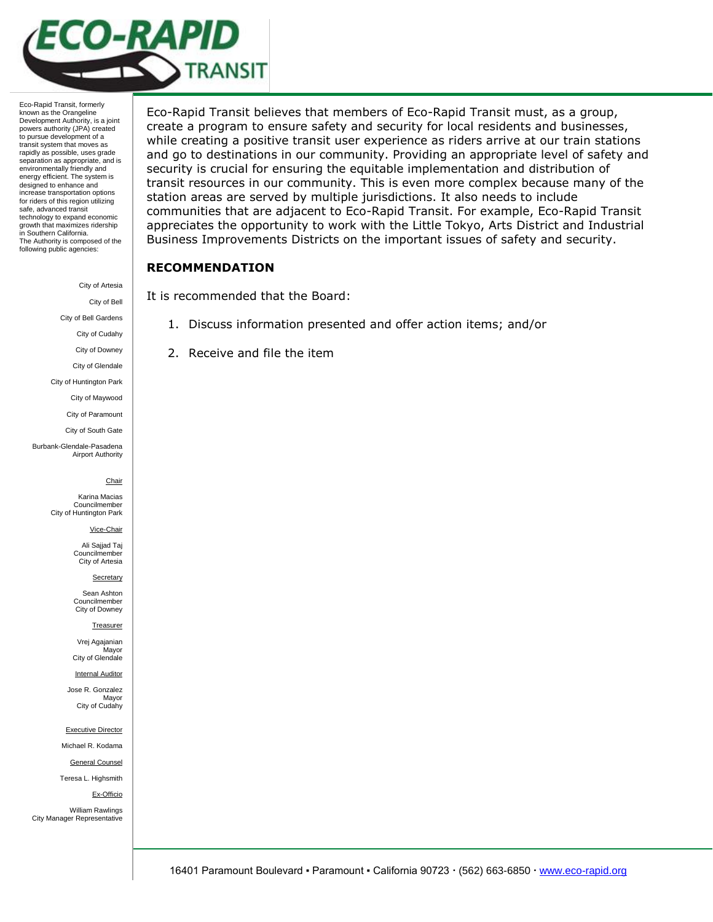Eco-Rapid Transit, formerly known as the Orangeline Development Authority, is a joint powers authority (JPA) created to pursue development of a transit system that moves as rapidly as possible, uses grade separation as appropriate, and is environmentally friendly and energy efficient. The system is designed to enhance and increase transportation options for riders of this region utilizing safe, advanced transit technology to expand economic growth that maximizes ridership in Southern California. The Authority is composed of the following public agencies:

City of Artesia
City of Bell
City of Bell Gardens
City of Cudahy
City of Downey
City of Glendale
City of Huntington Park
City of Maywood
City of Paramount
City of South Gate
Burbank-Glendale-Pasadena Airport Authority

Chair
Karina Macias
Councilmember
City of Huntington Park

Vice-Chair
Ali Sajjad Taj
Councilmember
City of Artesia

Secretary
Sean Ashton
Councilmember
City of Downey

Treasurer
Vrej Agajanian
Mayor
City of Glendale

Internal Auditor
Jose R. Gonzalez
Mayor
City of Cudahy

Executive Director
Michael R. Kodama

General Counsel
Teresa L. Highsmith

Ex-Officio
William Rawlings
City Manager Representative

Eco-Rapid Transit believes that members of Eco-Rapid Transit must, as a group, create a program to ensure safety and security for local residents and businesses, while creating a positive transit user experience as riders arrive at our train stations and go to destinations in our community. Providing an appropriate level of safety and security is crucial for ensuring the equitable implementation and distribution of transit resources in our community. This is even more complex because many of the station areas are served by multiple jurisdictions. It also needs to include communities that are adjacent to Eco-Rapid Transit. For example, Eco-Rapid Transit appreciates the opportunity to work with the Little Tokyo, Arts District and Industrial Business Improvements Districts on the important issues of safety and security.

## RECOMMENDATION

It is recommended that the Board:

1. Discuss information presented and offer action items; and/or
2. Receive and file the item

16401 Paramount Boulevard ▪ Paramount ▪ California 90723 · (562) 663-6850 · www.eco-rapid.org